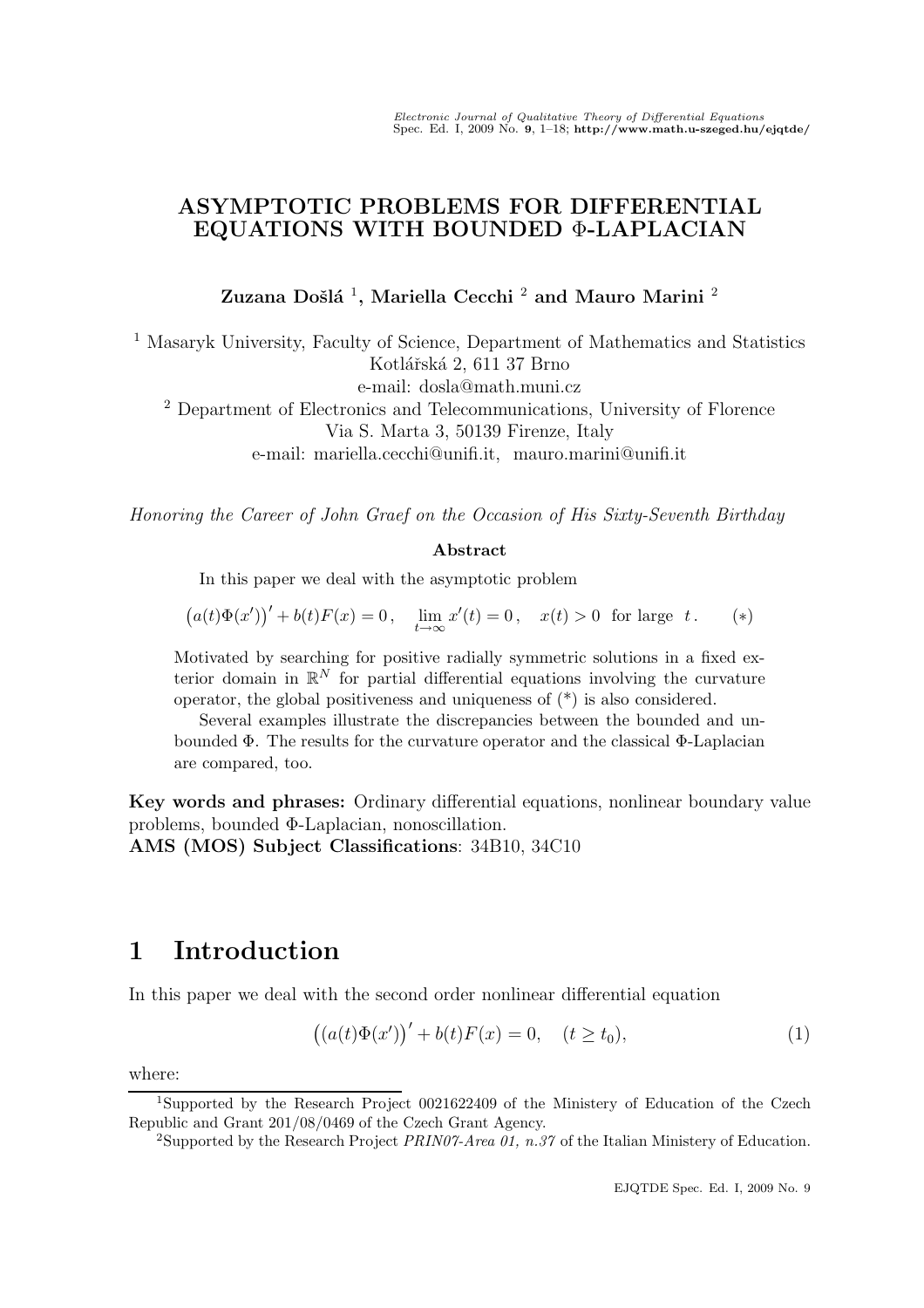# ASYMPTOTIC PROBLEMS FOR DIFFERENTIAL EQUATIONS WITH BOUNDED Φ-LAPLACIAN

**Zuzana Došlá [1], Mariella Cecchi [2] and Mauro Marini [2]**

[1] Masaryk University, Faculty of Science, Department of Mathematics and Statistics  
Kotlářská 2, 611 37 Brno  
e-mail: dosla@math.muni.cz

[2] Department of Electronics and Telecommunications, University of Florence  
Via S. Marta 3, 50139 Firenze, Italy  
e-mail: mariella.cecchi@unifi.it, mauro.marini@unifi.it

*Honoring the Career of John Graef on the Occasion of His Sixty-Seventh Birthday*

**Abstract**

In this paper we deal with the asymptotic problem

$$\big(a(t)\Phi(x')\big)' + b(t)F(x) = 0\,, \quad \lim_{t\to\infty} x'(t) = 0\,, \quad x(t) > 0 \ \text{ for large } \ t\,. \qquad (*)$$

Motivated by searching for positive radially symmetric solutions in a fixed exterior domain in $\mathbb{R}^N$ for partial differential equations involving the curvature operator, the global positiveness and uniqueness of (*) is also considered.

Several examples illustrate the discrepancies between the bounded and unbounded $\Phi$. The results for the curvature operator and the classical $\Phi$-Laplacian are compared, too.

**Key words and phrases:** Ordinary differential equations, nonlinear boundary value problems, bounded Φ-Laplacian, nonoscillation.  
**AMS (MOS) Subject Classifications**: 34B10, 34C10

## 1 Introduction

In this paper we deal with the second order nonlinear differential equation

$$\big((a(t)\Phi(x')\big)' + b(t)F(x) = 0, \quad (t \geq t_0), \tag{1}$$

where:

[1] Supported by the Research Project 0021622409 of the Ministry of Education of the Czech Republic and Grant 201/08/0469 of the Czech Grant Agency.

[2] Supported by the Research Project *PRIN07-Area 01, n.37* of the Italian Ministry of Education.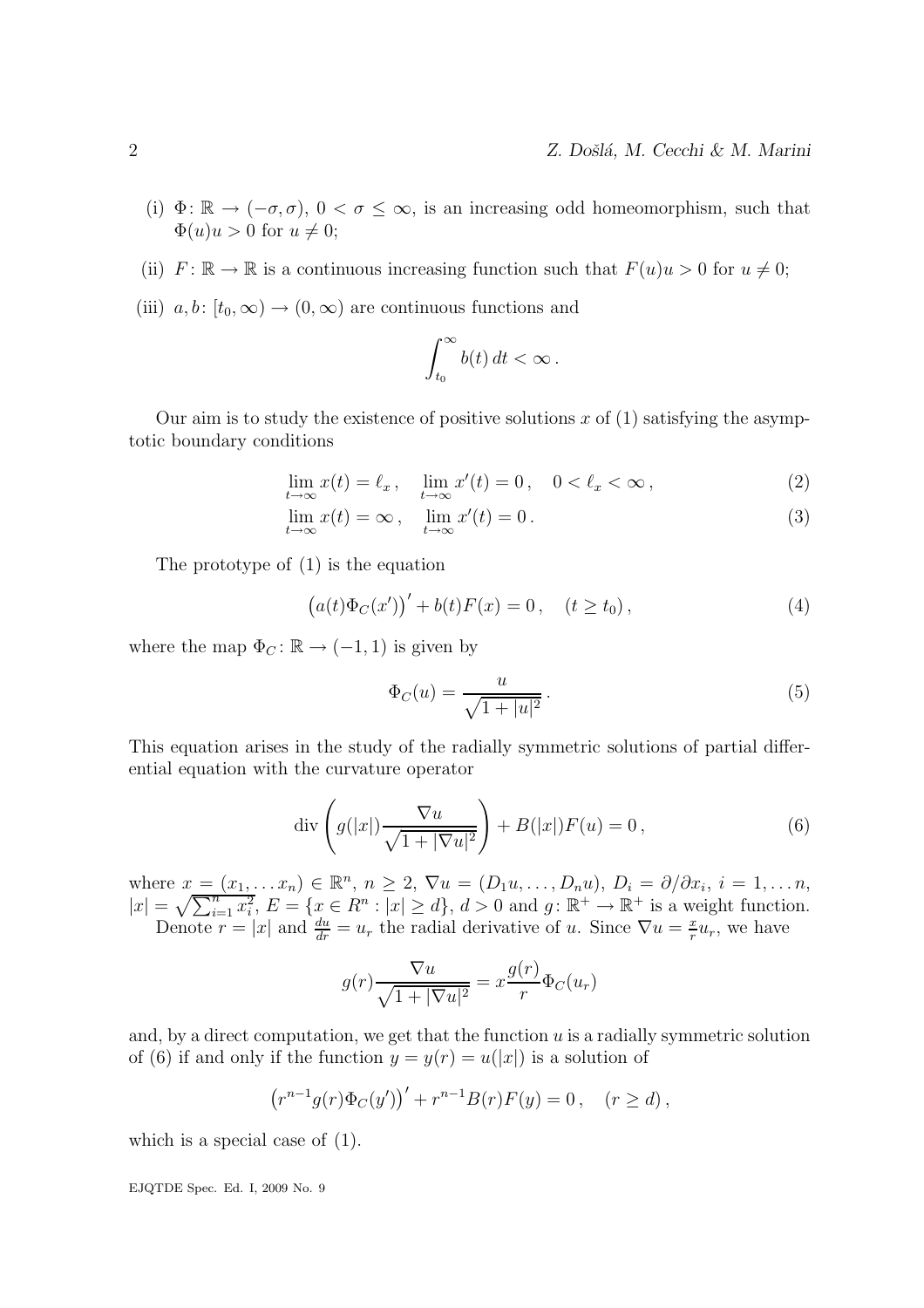(i) $\Phi\colon \mathbb{R} \to (-\sigma, \sigma)$, $0 < \sigma \le \infty$, is an increasing odd homeomorphism, such that $\Phi(u)u > 0$ for $u \neq 0$;

(ii) $F\colon \mathbb{R} \to \mathbb{R}$ is a continuous increasing function such that $F(u)u > 0$ for $u \neq 0$;

(iii) $a, b\colon [t_0, \infty) \to (0, \infty)$ are continuous functions and

$$\int_{t_0}^{\infty} b(t)\, dt < \infty\,.$$

Our aim is to study the existence of positive solutions $x$ of (1) satisfying the asymptotic boundary conditions

$$\lim_{t\to\infty} x(t) = \ell_x\,, \quad \lim_{t\to\infty} x'(t) = 0\,, \quad 0 < \ell_x < \infty\,, \tag{2}$$

$$\lim_{t\to\infty} x(t) = \infty\,, \quad \lim_{t\to\infty} x'(t) = 0\,. \tag{3}$$

The prototype of (1) is the equation

$$\big(a(t)\Phi_C(x')\big)' + b(t)F(x) = 0\,, \quad (t \ge t_0)\,, \tag{4}$$

where the map $\Phi_C\colon \mathbb{R} \to (-1, 1)$ is given by

$$\Phi_C(u) = \frac{u}{\sqrt{1 + |u|^2}}\,. \tag{5}$$

This equation arises in the study of the radially symmetric solutions of partial differential equation with the curvature operator

$$\operatorname{div}\left( g(|x|) \frac{\nabla u}{\sqrt{1 + |\nabla u|^2}} \right) + B(|x|)F(u) = 0\,, \tag{6}$$

where $x = (x_1, \dots x_n) \in \mathbb{R}^n$, $n \ge 2$, $\nabla u = (D_1 u, \dots, D_n u)$, $D_i = \partial/\partial x_i$, $i = 1, \dots n$, $|x| = \sqrt{\sum_{i=1}^{n} x_i^2}$, $E = \{x \in R^n : |x| \ge d\}$, $d > 0$ and $g\colon \mathbb{R}^+ \to \mathbb{R}^+$ is a weight function.

Denote $r = |x|$ and $\frac{du}{dr} = u_r$ the radial derivative of $u$. Since $\nabla u = \frac{x}{r} u_r$, we have

$$g(r)\frac{\nabla u}{\sqrt{1 + |\nabla u|^2}} = x\frac{g(r)}{r}\Phi_C(u_r)$$

and, by a direct computation, we get that the function $u$ is a radially symmetric solution of (6) if and only if the function $y = y(r) = u(|x|)$ is a solution of

$$\big(r^{n-1} g(r)\Phi_C(y')\big)' + r^{n-1}B(r)F(y) = 0\,, \quad (r \ge d)\,,$$

which is a special case of (1).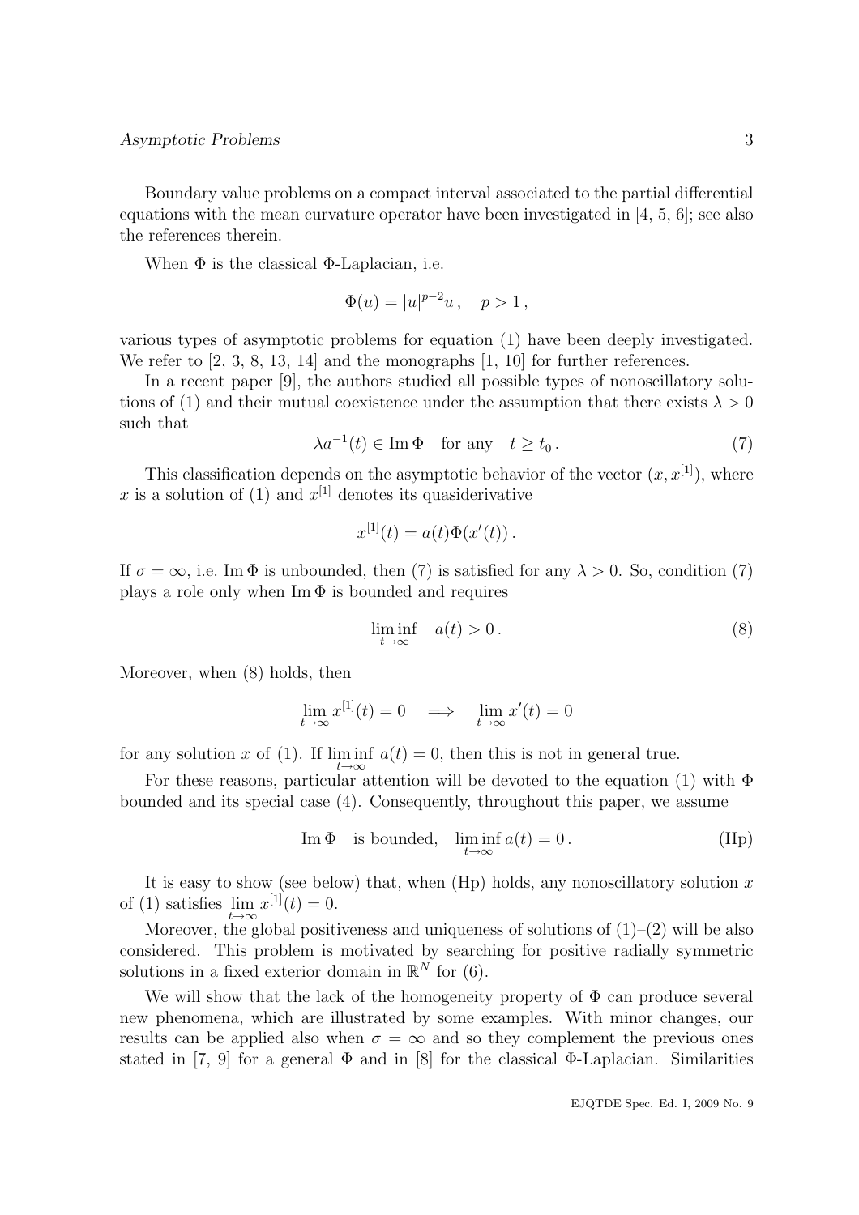Boundary value problems on a compact interval associated to the partial differential equations with the mean curvature operator have been investigated in [4, 5, 6]; see also the references therein.

When $\Phi$ is the classical $\Phi$-Laplacian, i.e.

$$\Phi(u) = |u|^{p-2}u\,, \quad p > 1\,,$$

various types of asymptotic problems for equation (1) have been deeply investigated. We refer to [2, 3, 8, 13, 14] and the monographs [1, 10] for further references.

In a recent paper [9], the authors studied all possible types of nonoscillatory solutions of (1) and their mutual coexistence under the assumption that there exists $\lambda > 0$ such that

$$\lambda a^{-1}(t) \in \operatorname{Im}\Phi \quad \text{for any} \quad t \geq t_0\,. \tag{7}$$

This classification depends on the asymptotic behavior of the vector $(x, x^{[1]})$, where $x$ is a solution of (1) and $x^{[1]}$ denotes its quasiderivative

$$x^{[1]}(t) = a(t)\Phi(x'(t))\,.$$

If $\sigma = \infty$, i.e. $\operatorname{Im}\Phi$ is unbounded, then (7) is satisfied for any $\lambda > 0$. So, condition (7) plays a role only when $\operatorname{Im}\Phi$ is bounded and requires

$$\liminf_{t\to\infty} \quad a(t) > 0\,. \tag{8}$$

Moreover, when (8) holds, then

$$\lim_{t\to\infty} x^{[1]}(t) = 0 \quad \Longrightarrow \quad \lim_{t\to\infty} x'(t) = 0$$

for any solution $x$ of (1). If $\liminf\limits_{t\to\infty} a(t) = 0$, then this is not in general true.

For these reasons, particular attention will be devoted to the equation (1) with $\Phi$ bounded and its special case (4). Consequently, throughout this paper, we assume

$$\operatorname{Im}\Phi \quad \text{is bounded}, \quad \liminf_{t\to\infty} a(t) = 0\,. \tag{Hp}$$

It is easy to show (see below) that, when (Hp) holds, any nonoscillatory solution $x$ of (1) satisfies $\lim\limits_{t\to\infty} x^{[1]}(t) = 0$.

Moreover, the global positiveness and uniqueness of solutions of (1)–(2) will be also considered. This problem is motivated by searching for positive radially symmetric solutions in a fixed exterior domain in $\mathbb{R}^N$ for (6).

We will show that the lack of the homogeneity property of $\Phi$ can produce several new phenomena, which are illustrated by some examples. With minor changes, our results can be applied also when $\sigma = \infty$ and so they complement the previous ones stated in [7, 9] for a general $\Phi$ and in [8] for the classical $\Phi$-Laplacian. Similarities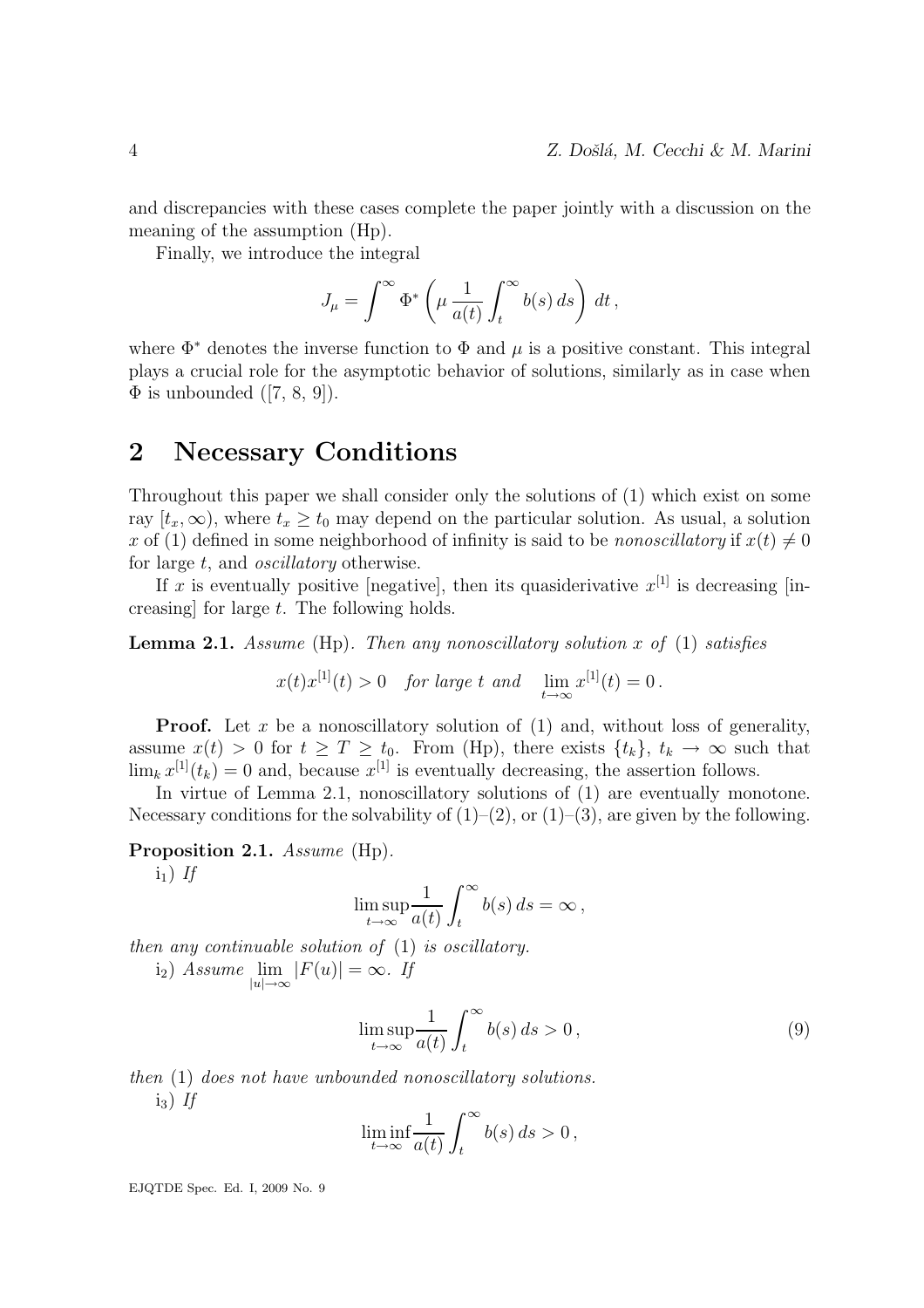and discrepancies with these cases complete the paper jointly with a discussion on the meaning of the assumption (Hp).

Finally, we introduce the integral

$$J_\mu = \int^\infty \Phi^* \left( \mu \frac{1}{a(t)} \int_t^\infty b(s)\, ds \right) dt \,,$$

where $\Phi^*$ denotes the inverse function to $\Phi$ and $\mu$ is a positive constant. This integral plays a crucial role for the asymptotic behavior of solutions, similarly as in case when $\Phi$ is unbounded ([7, 8, 9]).

## 2 Necessary Conditions

Throughout this paper we shall consider only the solutions of (1) which exist on some ray $[t_x, \infty)$, where $t_x \ge t_0$ may depend on the particular solution. As usual, a solution $x$ of (1) defined in some neighborhood of infinity is said to be *nonoscillatory* if $x(t) \ne 0$ for large $t$, and *oscillatory* otherwise.

If $x$ is eventually positive [negative], then its quasiderivative $x^{[1]}$ is decreasing [increasing] for large $t$. The following holds.

**Lemma 2.1.** *Assume* (Hp). *Then any nonoscillatory solution* $x$ *of* (1) *satisfies*

$$x(t)x^{[1]}(t) > 0 \quad \text{for large } t \text{ and} \quad \lim_{t\to\infty} x^{[1]}(t) = 0 \,.$$

**Proof.** Let $x$ be a nonoscillatory solution of (1) and, without loss of generality, assume $x(t) > 0$ for $t \ge T \ge t_0$. From (Hp), there exists $\{t_k\}$, $t_k \to \infty$ such that $\lim_k x^{[1]}(t_k) = 0$ and, because $x^{[1]}$ is eventually decreasing, the assertion follows.

In virtue of Lemma 2.1, nonoscillatory solutions of (1) are eventually monotone. Necessary conditions for the solvability of (1)–(2), or (1)–(3), are given by the following.

**Proposition 2.1.** *Assume* (Hp).

$\text{i}_1$) *If*

$$\limsup_{t\to\infty} \frac{1}{a(t)} \int_t^\infty b(s)\, ds = \infty \,,$$

*then any continuable solution of* (1) *is oscillatory.*

$\text{i}_2$) *Assume* $\lim\limits_{|u|\to\infty} |F(u)| = \infty$. *If*

$$\limsup_{t\to\infty} \frac{1}{a(t)} \int_t^\infty b(s)\, ds > 0 \,, \tag{9}$$

*then* (1) *does not have unbounded nonoscillatory solutions.*

$\text{i}_3$) *If*

$$\liminf_{t\to\infty} \frac{1}{a(t)} \int_t^\infty b(s)\, ds > 0 \,,$$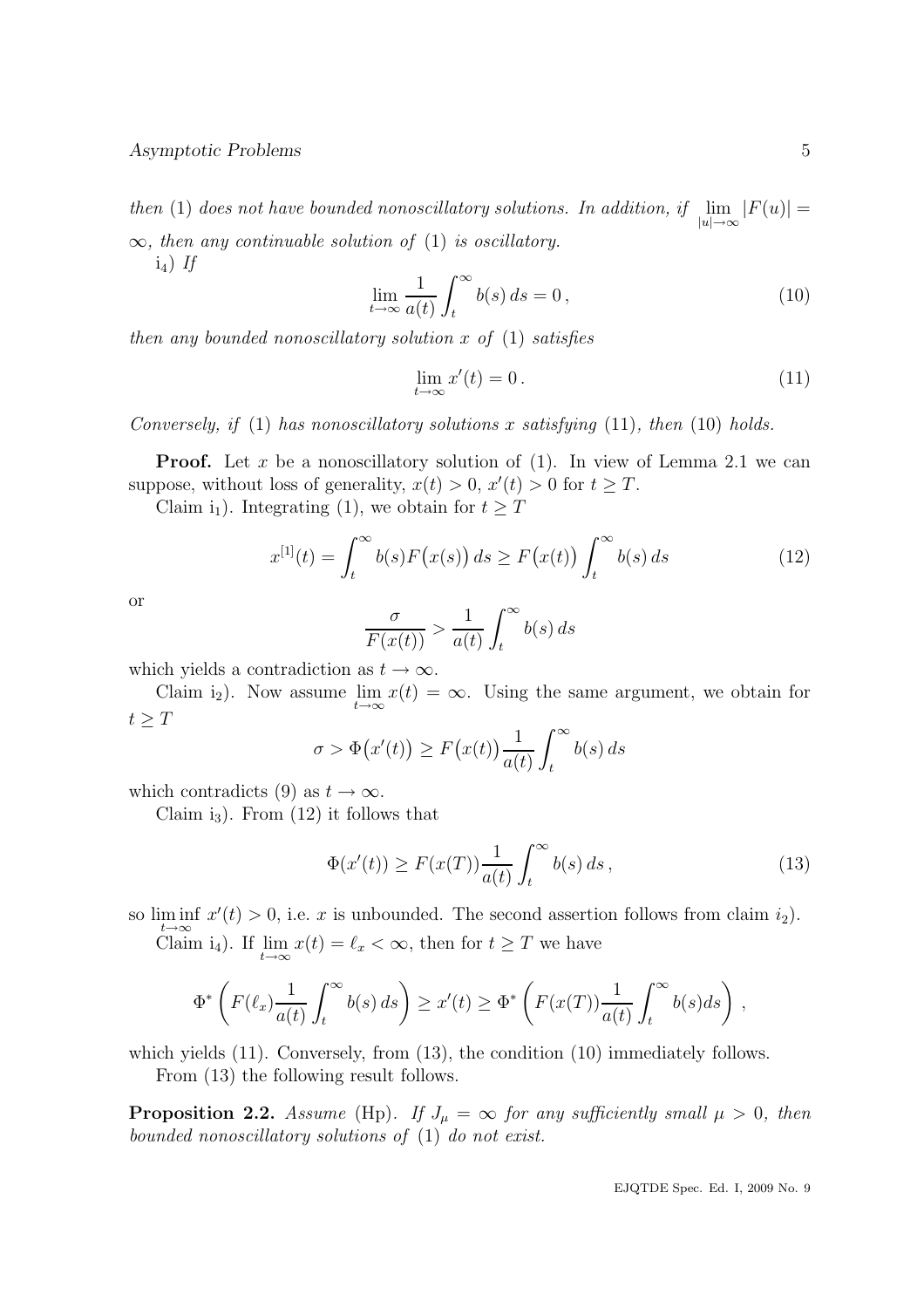*then* (1) *does not have bounded nonoscillatory solutions. In addition, if* $\lim_{|u|\to\infty} |F(u)| = \infty$*, then any continuable solution of* (1) *is oscillatory.*

i$_4$) *If*

$$\lim_{t\to\infty} \frac{1}{a(t)} \int_t^\infty b(s)\, ds = 0\,, \tag{10}$$

*then any bounded nonoscillatory solution* $x$ *of* (1) *satisfies*

$$\lim_{t\to\infty} x'(t) = 0\,. \tag{11}$$

*Conversely, if* (1) *has nonoscillatory solutions* $x$ *satisfying* (11)*, then* (10) *holds.*

**Proof.** Let $x$ be a nonoscillatory solution of (1). In view of Lemma 2.1 we can suppose, without loss of generality, $x(t) > 0$, $x'(t) > 0$ for $t \ge T$.

Claim i$_1$). Integrating (1), we obtain for $t \ge T$

$$x^{[1]}(t) = \int_t^\infty b(s) F\big(x(s)\big)\, ds \ge F\big(x(t)\big) \int_t^\infty b(s)\, ds \tag{12}$$

or

$$\frac{\sigma}{F(x(t))} > \frac{1}{a(t)} \int_t^\infty b(s)\, ds$$

which yields a contradiction as $t \to \infty$.

Claim i$_2$). Now assume $\lim_{t\to\infty} x(t) = \infty$. Using the same argument, we obtain for $t \ge T$

$$\sigma > \Phi\big(x'(t)\big) \ge F\big(x(t)\big) \frac{1}{a(t)} \int_t^\infty b(s)\, ds$$

which contradicts (9) as $t \to \infty$.

Claim i$_3$). From (12) it follows that

$$\Phi(x'(t)) \ge F(x(T)) \frac{1}{a(t)} \int_t^\infty b(s)\, ds\,, \tag{13}$$

so $\liminf_{t\to\infty} x'(t) > 0$, i.e. $x$ is unbounded. The second assertion follows from claim $i_2$).

Claim i$_4$). If $\lim_{t\to\infty} x(t) = \ell_x < \infty$, then for $t \ge T$ we have

$$\Phi^*\left(F(\ell_x)\frac{1}{a(t)}\int_t^\infty b(s)\, ds\right) \ge x'(t) \ge \Phi^*\left(F(x(T))\frac{1}{a(t)}\int_t^\infty b(s) ds\right),$$

which yields (11). Conversely, from (13), the condition (10) immediately follows.

From (13) the following result follows.

**Proposition 2.2.** *Assume* (Hp)*. If* $J_\mu = \infty$ *for any sufficiently small* $\mu > 0$*, then bounded nonoscillatory solutions of* (1) *do not exist.*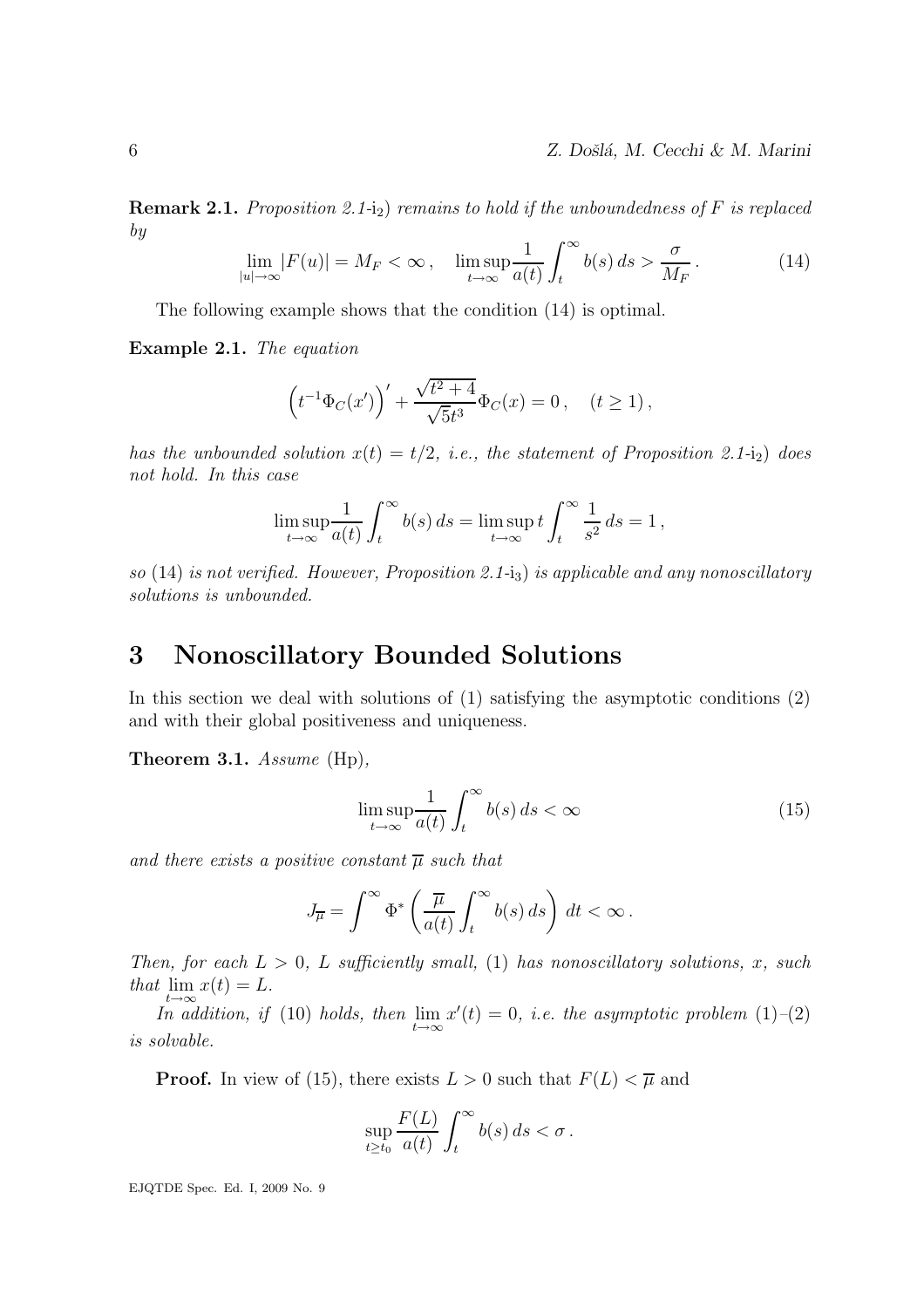**Remark 2.1.** *Proposition 2.1-*i$_2$) *remains to hold if the unboundedness of $F$ is replaced by*

$$\lim_{|u|\to\infty} |F(u)| = M_F < \infty\,, \quad \limsup_{t\to\infty} \frac{1}{a(t)} \int_t^\infty b(s)\,ds > \frac{\sigma}{M_F}\,. \tag{14}$$

The following example shows that the condition (14) is optimal.

**Example 2.1.** *The equation*

$$\left(t^{-1}\Phi_C(x')\right)' + \frac{\sqrt{t^2+4}}{\sqrt{5}t^3}\Phi_C(x) = 0\,, \quad (t \geq 1)\,,$$

*has the unbounded solution $x(t) = t/2$, i.e., the statement of Proposition 2.1-*i$_2$) *does not hold. In this case*

$$\limsup_{t\to\infty} \frac{1}{a(t)} \int_t^\infty b(s)\,ds = \limsup_{t\to\infty} t \int_t^\infty \frac{1}{s^2}\,ds = 1\,,$$

*so* (14) *is not verified. However, Proposition 2.1-*i$_3$) *is applicable and any nonoscillatory solutions is unbounded.*

## 3 Nonoscillatory Bounded Solutions

In this section we deal with solutions of (1) satisfying the asymptotic conditions (2) and with their global positiveness and uniqueness.

**Theorem 3.1.** *Assume* (Hp),

$$\limsup_{t\to\infty} \frac{1}{a(t)} \int_t^\infty b(s)\,ds < \infty \tag{15}$$

*and there exists a positive constant $\overline{\mu}$ such that*

$$J_{\overline{\mu}} = \int^\infty \Phi^* \left( \frac{\overline{\mu}}{a(t)} \int_t^\infty b(s)\,ds \right)\,dt < \infty\,.$$

*Then, for each $L > 0$, $L$ sufficiently small,* (1) *has nonoscillatory solutions, $x$, such that $\lim_{t\to\infty} x(t) = L$.*

*In addition, if* (10) *holds, then $\lim_{t\to\infty} x'(t) = 0$, i.e. the asymptotic problem* (1)–(2) *is solvable.*

**Proof.** In view of (15), there exists $L > 0$ such that $F(L) < \overline{\mu}$ and

$$\sup_{t\geq t_0} \frac{F(L)}{a(t)} \int_t^\infty b(s)\,ds < \sigma\,.$$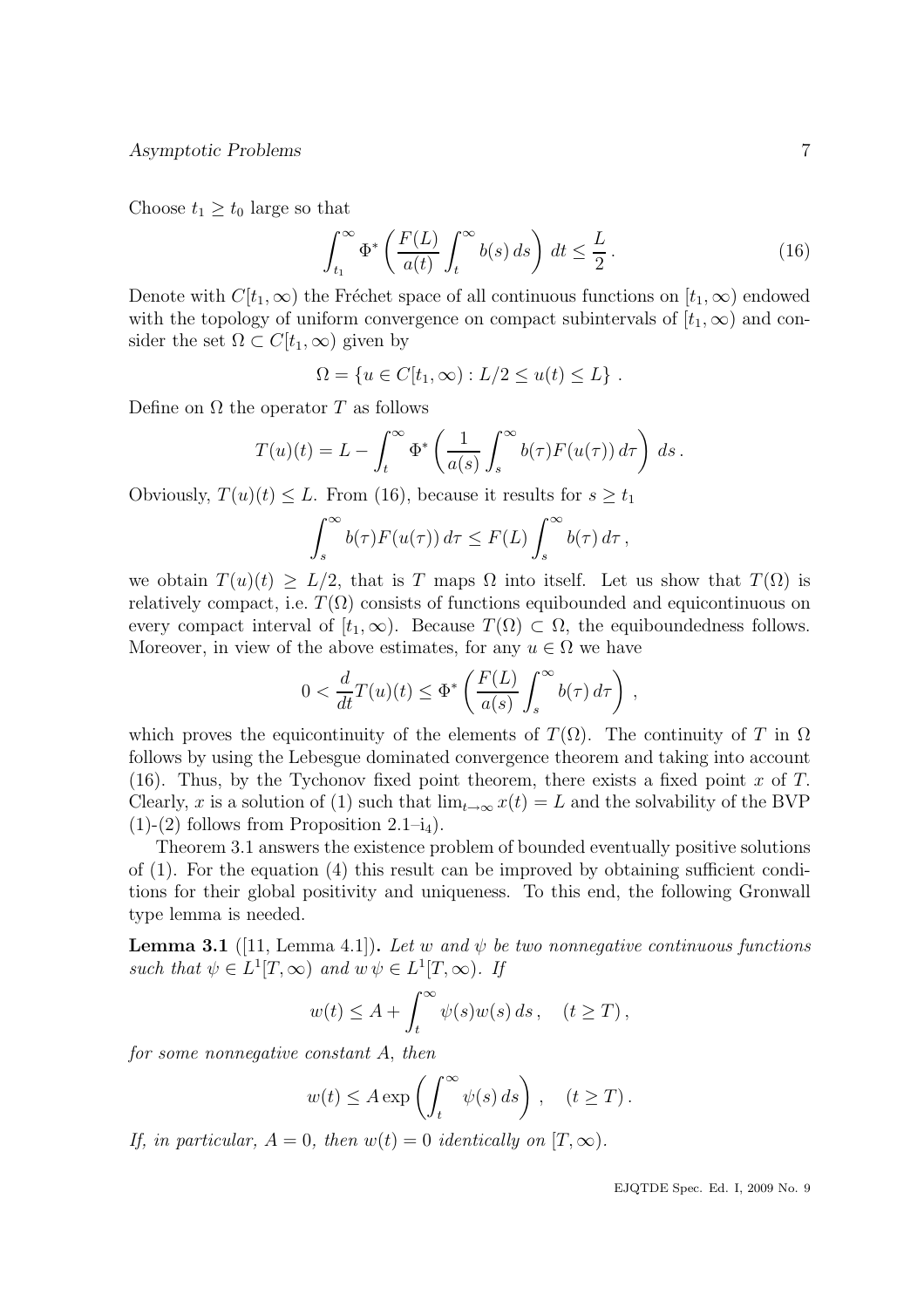Choose $t_1 \geq t_0$ large so that

$$\int_{t_1}^{\infty} \Phi^* \left( \frac{F(L)}{a(t)} \int_t^{\infty} b(s)\, ds \right) dt \leq \frac{L}{2} \,. \tag{16}$$

Denote with $C[t_1, \infty)$ the Fréchet space of all continuous functions on $[t_1, \infty)$ endowed with the topology of uniform convergence on compact subintervals of $[t_1, \infty)$ and consider the set $\Omega \subset C[t_1, \infty)$ given by

$$\Omega = \{ u \in C[t_1, \infty) : L/2 \leq u(t) \leq L \} \,.$$

Define on $\Omega$ the operator $T$ as follows

$$T(u)(t) = L - \int_t^{\infty} \Phi^* \left( \frac{1}{a(s)} \int_s^{\infty} b(\tau) F(u(\tau))\, d\tau \right) ds \,.$$

Obviously, $T(u)(t) \leq L$. From (16), because it results for $s \geq t_1$

$$\int_s^{\infty} b(\tau) F(u(\tau))\, d\tau \leq F(L) \int_s^{\infty} b(\tau)\, d\tau \,,$$

we obtain $T(u)(t) \geq L/2$, that is $T$ maps $\Omega$ into itself. Let us show that $T(\Omega)$ is relatively compact, i.e. $T(\Omega)$ consists of functions equibounded and equicontinuous on every compact interval of $[t_1, \infty)$. Because $T(\Omega) \subset \Omega$, the equiboundedness follows. Moreover, in view of the above estimates, for any $u \in \Omega$ we have

$$0 < \frac{d}{dt} T(u)(t) \leq \Phi^* \left( \frac{F(L)}{a(s)} \int_s^{\infty} b(\tau)\, d\tau \right) \,,$$

which proves the equicontinuity of the elements of $T(\Omega)$. The continuity of $T$ in $\Omega$ follows by using the Lebesgue dominated convergence theorem and taking into account (16). Thus, by the Tychonov fixed point theorem, there exists a fixed point $x$ of $T$. Clearly, $x$ is a solution of (1) such that $\lim_{t \to \infty} x(t) = L$ and the solvability of the BVP (1)-(2) follows from Proposition 2.1–$i_4$).

Theorem 3.1 answers the existence problem of bounded eventually positive solutions of (1). For the equation (4) this result can be improved by obtaining sufficient conditions for their global positivity and uniqueness. To this end, the following Gronwall type lemma is needed.

**Lemma 3.1** ([11, Lemma 4.1]). *Let $w$ and $\psi$ be two nonnegative continuous functions such that $\psi \in L^1[T, \infty)$ and $w\,\psi \in L^1[T, \infty)$. If*

$$w(t) \leq A + \int_t^{\infty} \psi(s) w(s)\, ds \,, \quad (t \geq T) \,,$$

*for some nonnegative constant $A$, then*

$$w(t) \leq A \exp \left( \int_t^{\infty} \psi(s)\, ds \right) \,, \quad (t \geq T) \,.$$

*If, in particular, $A = 0$, then $w(t) = 0$ identically on $[T, \infty)$.*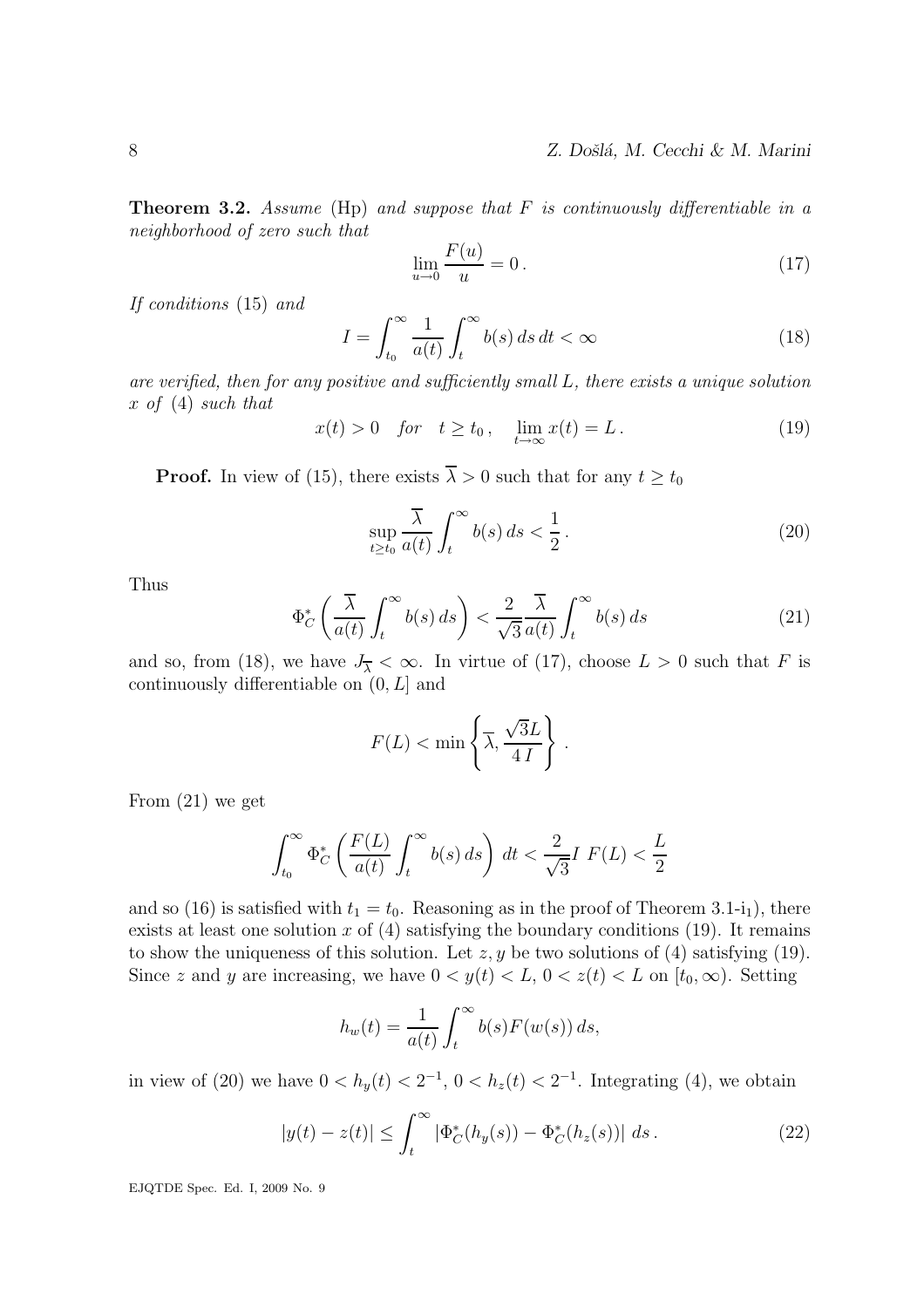**Theorem 3.2.** *Assume* (Hp) *and suppose that $F$ is continuously differentiable in a neighborhood of zero such that*

$$\lim_{u\to 0}\frac{F(u)}{u}=0\,. \tag{17}$$

*If conditions* (15) *and*

$$I=\int_{t_0}^{\infty}\frac{1}{a(t)}\int_t^{\infty}b(s)\,ds\,dt<\infty \tag{18}$$

*are verified, then for any positive and sufficiently small $L$, there exists a unique solution $x$ of* (4) *such that*

$$x(t)>0\quad for\quad t\ge t_0\,,\quad \lim_{t\to\infty}x(t)=L\,. \tag{19}$$

**Proof.** In view of (15), there exists $\overline{\lambda}>0$ such that for any $t\ge t_0$

$$\sup_{t\ge t_0}\frac{\overline{\lambda}}{a(t)}\int_t^{\infty}b(s)\,ds<\frac{1}{2}\,. \tag{20}$$

Thus

$$\Phi_C^*\left(\frac{\overline{\lambda}}{a(t)}\int_t^{\infty}b(s)\,ds\right)<\frac{2}{\sqrt{3}}\frac{\overline{\lambda}}{a(t)}\int_t^{\infty}b(s)\,ds \tag{21}$$

and so, from (18), we have $J_{\overline{\lambda}}<\infty$. In virtue of (17), choose $L>0$ such that $F$ is continuously differentiable on $(0,L]$ and

$$F(L)<\min\left\{\overline{\lambda},\frac{\sqrt{3}L}{4\,I}\right\}\,.$$

From (21) we get

$$\int_{t_0}^{\infty}\Phi_C^*\left(\frac{F(L)}{a(t)}\int_t^{\infty}b(s)\,ds\right)\,dt<\frac{2}{\sqrt{3}}I\;F(L)<\frac{L}{2}$$

and so (16) is satisfied with $t_1=t_0$. Reasoning as in the proof of Theorem 3.1-i$_1$), there exists at least one solution $x$ of (4) satisfying the boundary conditions (19). It remains to show the uniqueness of this solution. Let $z,y$ be two solutions of (4) satisfying (19). Since $z$ and $y$ are increasing, we have $0<y(t)<L$, $0<z(t)<L$ on $[t_0,\infty)$. Setting

$$h_w(t)=\frac{1}{a(t)}\int_t^{\infty}b(s)F(w(s))\,ds,$$

in view of (20) we have $0<h_y(t)<2^{-1}$, $0<h_z(t)<2^{-1}$. Integrating (4), we obtain

$$|y(t)-z(t)|\le\int_t^{\infty}\left|\Phi_C^*(h_y(s))-\Phi_C^*(h_z(s))\right|\,ds\,. \tag{22}$$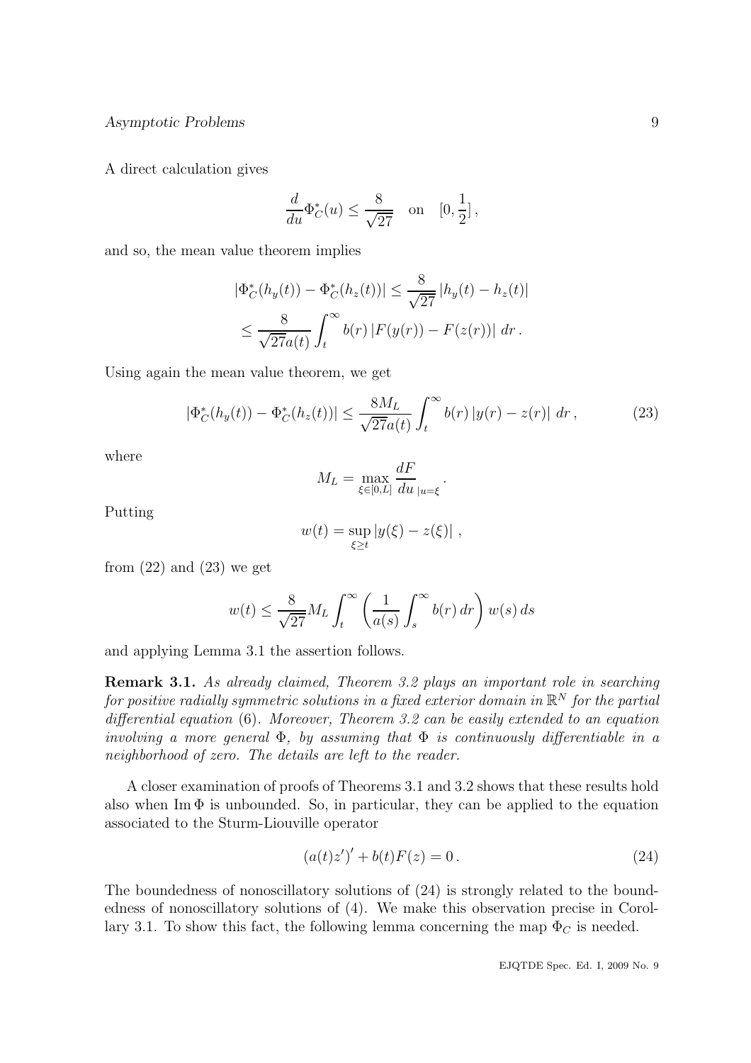A direct calculation gives

$$\frac{d}{du}\Phi_C^*(u) \le \frac{8}{\sqrt{27}} \quad \text{on} \quad [0, \frac{1}{2}],$$

and so, the mean value theorem implies

$$\begin{aligned} |\Phi_C^*(h_y(t)) - \Phi_C^*(h_z(t))| &\le \frac{8}{\sqrt{27}} |h_y(t) - h_z(t)| \\ &\le \frac{8}{\sqrt{27}a(t)} \int_t^\infty b(r) \left| F(y(r)) - F(z(r)) \right| dr . \end{aligned}$$

Using again the mean value theorem, we get

$$|\Phi_C^*(h_y(t)) - \Phi_C^*(h_z(t))| \le \frac{8M_L}{\sqrt{27}a(t)} \int_t^\infty b(r) \left| y(r) - z(r) \right| dr , \tag{23}$$

where

$$M_L = \max_{\xi \in [0,L]} \frac{dF}{du}_{|u=\xi} .$$

Putting

$$w(t) = \sup_{\xi \ge t} |y(\xi) - z(\xi)| ,$$

from (22) and (23) we get

$$w(t) \le \frac{8}{\sqrt{27}} M_L \int_t^\infty \left( \frac{1}{a(s)} \int_s^\infty b(r)\, dr \right) w(s)\, ds$$

and applying Lemma 3.1 the assertion follows.

**Remark 3.1.** *As already claimed, Theorem 3.2 plays an important role in searching for positive radially symmetric solutions in a fixed exterior domain in $\mathbb{R}^N$ for the partial differential equation* (6)*. Moreover, Theorem 3.2 can be easily extended to an equation involving a more general $\Phi$, by assuming that $\Phi$ is continuously differentiable in a neighborhood of zero. The details are left to the reader.*

A closer examination of proofs of Theorems 3.1 and 3.2 shows that these results hold also when $\operatorname{Im} \Phi$ is unbounded. So, in particular, they can be applied to the equation associated to the Sturm-Liouville operator

$$(a(t)z')' + b(t)F(z) = 0 . \tag{24}$$

The boundedness of nonoscillatory solutions of (24) is strongly related to the boundedness of nonoscillatory solutions of (4). We make this observation precise in Corollary 3.1. To show this fact, the following lemma concerning the map $\Phi_C$ is needed.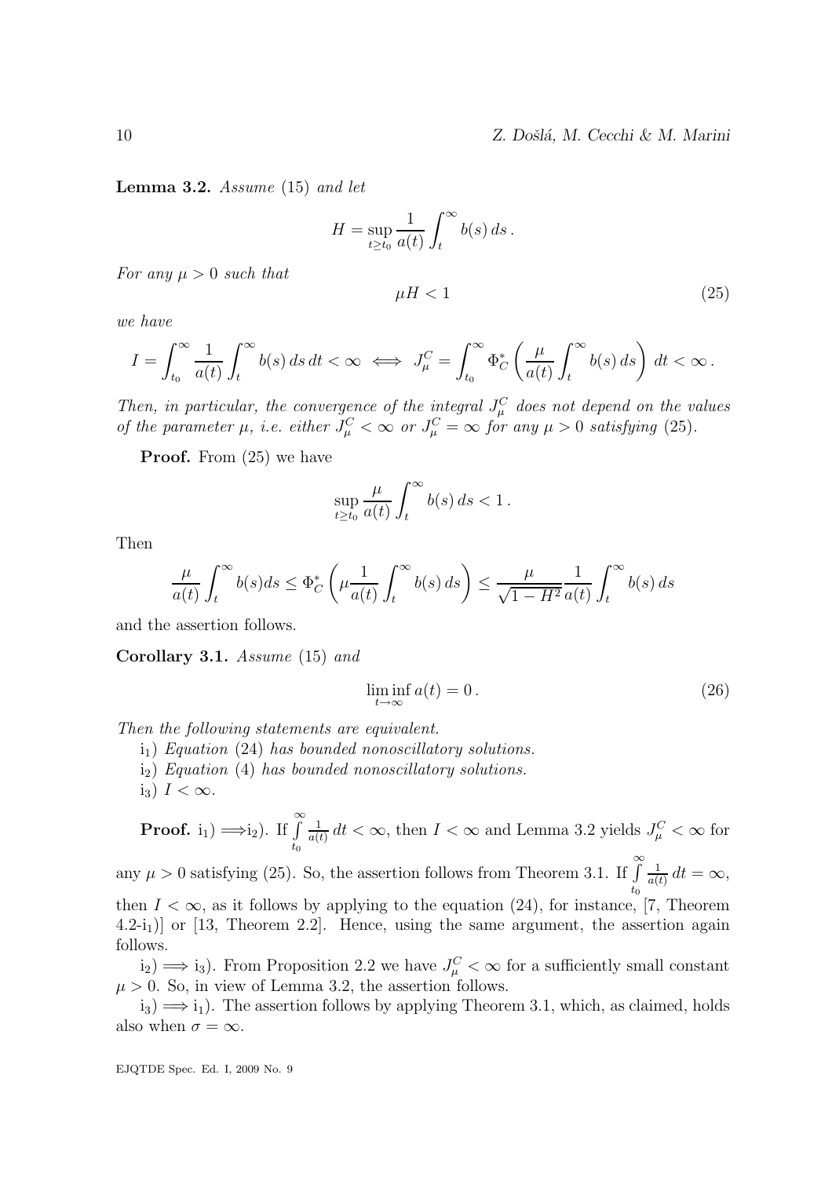**Lemma 3.2.** *Assume* (15) *and let*

$$H = \sup_{t \geq t_0} \frac{1}{a(t)} \int_t^\infty b(s)\, ds\,.$$

*For any* $\mu > 0$ *such that*

$$\mu H < 1 \tag{25}$$

*we have*

$$I = \int_{t_0}^\infty \frac{1}{a(t)} \int_t^\infty b(s)\, ds\, dt < \infty \iff J_\mu^C = \int_{t_0}^\infty \Phi_C^* \left( \frac{\mu}{a(t)} \int_t^\infty b(s)\, ds \right) dt < \infty\,.$$

*Then, in particular, the convergence of the integral* $J_\mu^C$ *does not depend on the values of the parameter* $\mu$, *i.e. either* $J_\mu^C < \infty$ *or* $J_\mu^C = \infty$ *for any* $\mu > 0$ *satisfying* (25).

**Proof.** From (25) we have

$$\sup_{t \geq t_0} \frac{\mu}{a(t)} \int_t^\infty b(s)\, ds < 1\,.$$

Then

$$\frac{\mu}{a(t)} \int_t^\infty b(s) ds \leq \Phi_C^* \left( \mu \frac{1}{a(t)} \int_t^\infty b(s)\, ds \right) \leq \frac{\mu}{\sqrt{1 - H^2}} \frac{1}{a(t)} \int_t^\infty b(s)\, ds$$

and the assertion follows.

**Corollary 3.1.** *Assume* (15) *and*

$$\liminf_{t \to \infty} a(t) = 0\,. \tag{26}$$

*Then the following statements are equivalent.*

$\mathrm{i}_1$) *Equation* (24) *has bounded nonoscillatory solutions.*

$\mathrm{i}_2$) *Equation* (4) *has bounded nonoscillatory solutions.*

$\mathrm{i}_3$) $I < \infty$.

**Proof.** $\mathrm{i}_1) \Longrightarrow \mathrm{i}_2)$. If $\int_{t_0}^\infty \frac{1}{a(t)}\, dt < \infty$, then $I < \infty$ and Lemma 3.2 yields $J_\mu^C < \infty$ for any $\mu > 0$ satisfying (25). So, the assertion follows from Theorem 3.1. If $\int_{t_0}^\infty \frac{1}{a(t)}\, dt = \infty$, then $I < \infty$, as it follows by applying to the equation (24), for instance, [7, Theorem 4.2-$\mathrm{i}_1$)] or [13, Theorem 2.2]. Hence, using the same argument, the assertion again follows.

$\mathrm{i}_2) \Longrightarrow \mathrm{i}_3)$. From Proposition 2.2 we have $J_\mu^C < \infty$ for a sufficiently small constant $\mu > 0$. So, in view of Lemma 3.2, the assertion follows.

$\mathrm{i}_3) \Longrightarrow \mathrm{i}_1)$. The assertion follows by applying Theorem 3.1, which, as claimed, holds also when $\sigma = \infty$.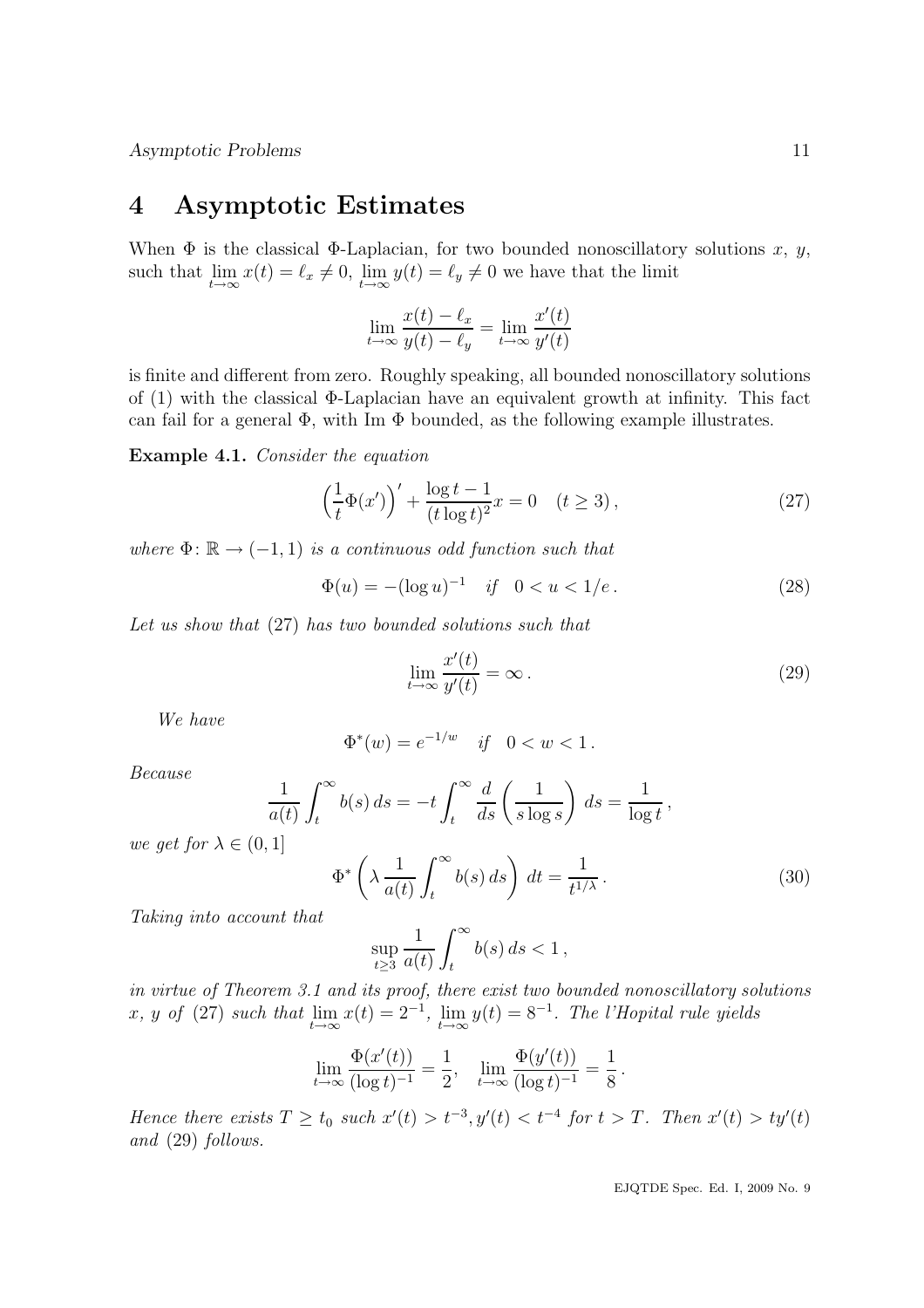## 4 Asymptotic Estimates

When $\Phi$ is the classical $\Phi$-Laplacian, for two bounded nonoscillatory solutions $x$, $y$, such that $\lim_{t\to\infty} x(t) = \ell_x \neq 0$, $\lim_{t\to\infty} y(t) = \ell_y \neq 0$ we have that the limit

$$\lim_{t\to\infty} \frac{x(t)-\ell_x}{y(t)-\ell_y} = \lim_{t\to\infty} \frac{x'(t)}{y'(t)}$$

is finite and different from zero. Roughly speaking, all bounded nonoscillatory solutions of (1) with the classical $\Phi$-Laplacian have an equivalent growth at infinity. This fact can fail for a general $\Phi$, with Im $\Phi$ bounded, as the following example illustrates.

**Example 4.1.** *Consider the equation*

$$\left(\frac{1}{t}\Phi(x')\right)' + \frac{\log t - 1}{(t\log t)^2}x = 0 \quad (t \geq 3)\,, \tag{27}$$

*where* $\Phi\colon \mathbb{R} \to (-1,1)$ *is a continuous odd function such that*

$$\Phi(u) = -(\log u)^{-1} \quad \textit{if} \quad 0 < u < 1/e\,. \tag{28}$$

*Let us show that* (27) *has two bounded solutions such that*

$$\lim_{t\to\infty} \frac{x'(t)}{y'(t)} = \infty\,. \tag{29}$$

*We have*

$$\Phi^*(w) = e^{-1/w} \quad \textit{if} \quad 0 < w < 1\,.$$

*Because*

$$\frac{1}{a(t)}\int_t^\infty b(s)\,ds = -t\int_t^\infty \frac{d}{ds}\left(\frac{1}{s\log s}\right)\,ds = \frac{1}{\log t}\,,$$

*we get for* $\lambda \in (0,1]$

$$\Phi^*\left(\lambda\,\frac{1}{a(t)}\int_t^\infty b(s)\,ds\right)\,dt = \frac{1}{t^{1/\lambda}}\,. \tag{30}$$

*Taking into account that*

$$\sup_{t\geq 3} \frac{1}{a(t)}\int_t^\infty b(s)\,ds < 1\,,$$

*in virtue of Theorem 3.1 and its proof, there exist two bounded nonoscillatory solutions* $x$, $y$ *of* (27) *such that* $\lim_{t\to\infty} x(t) = 2^{-1}$, $\lim_{t\to\infty} y(t) = 8^{-1}$. *The l'Hopital rule yields*

$$\lim_{t\to\infty} \frac{\Phi(x'(t))}{(\log t)^{-1}} = \frac{1}{2}, \quad \lim_{t\to\infty} \frac{\Phi(y'(t))}{(\log t)^{-1}} = \frac{1}{8}\,.$$

*Hence there exists* $T \geq t_0$ *such* $x'(t) > t^{-3}, y'(t) < t^{-4}$ *for* $t > T$. *Then* $x'(t) > ty'(t)$ *and* (29) *follows.*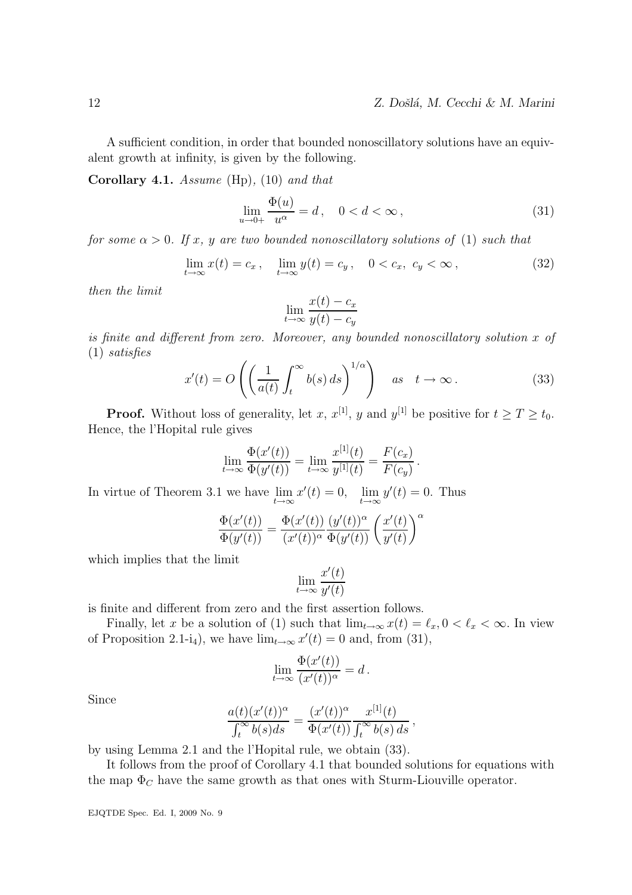A sufficient condition, in order that bounded nonoscillatory solutions have an equivalent growth at infinity, is given by the following.

**Corollary 4.1.** *Assume* (Hp), (10) *and that*

$$\lim_{u\to 0+} \frac{\Phi(u)}{u^\alpha} = d\,, \quad 0 < d < \infty\,, \tag{31}$$

*for some* $\alpha > 0$*. If* $x$*,* $y$ *are two bounded nonoscillatory solutions of* (1) *such that*

$$\lim_{t\to\infty} x(t) = c_x\,, \quad \lim_{t\to\infty} y(t) = c_y\,, \quad 0 < c_x,\ c_y < \infty\,, \tag{32}$$

*then the limit*

$$\lim_{t\to\infty} \frac{x(t)-c_x}{y(t)-c_y}$$

*is finite and different from zero. Moreover, any bounded nonoscillatory solution* $x$ *of* (1) *satisfies*

$$x'(t) = O\left(\left(\frac{1}{a(t)}\int_t^\infty b(s)\,ds\right)^{1/\alpha}\right) \quad as \quad t\to\infty\,. \tag{33}$$

**Proof.** Without loss of generality, let $x$, $x^{[1]}$, $y$ and $y^{[1]}$ be positive for $t \ge T \ge t_0$. Hence, the l'Hopital rule gives

$$\lim_{t\to\infty} \frac{\Phi(x'(t))}{\Phi(y'(t))} = \lim_{t\to\infty} \frac{x^{[1]}(t)}{y^{[1]}(t)} = \frac{F(c_x)}{F(c_y)}\,.$$

In virtue of Theorem 3.1 we have $\lim\limits_{t\to\infty} x'(t) = 0, \quad \lim\limits_{t\to\infty} y'(t) = 0$. Thus

$$\frac{\Phi(x'(t))}{\Phi(y'(t))} = \frac{\Phi(x'(t))}{(x'(t))^\alpha}\frac{(y'(t))^\alpha}{\Phi(y'(t))}\left(\frac{x'(t)}{y'(t)}\right)^\alpha$$

which implies that the limit

$$\lim_{t\to\infty} \frac{x'(t)}{y'(t)}$$

is finite and different from zero and the first assertion follows.

Finally, let $x$ be a solution of (1) such that $\lim_{t\to\infty} x(t) = \ell_x, 0 < \ell_x < \infty$. In view of Proposition 2.1-i$_4$), we have $\lim_{t\to\infty} x'(t) = 0$ and, from (31),

$$\lim_{t\to\infty} \frac{\Phi(x'(t))}{(x'(t))^\alpha} = d\,.$$

Since

$$\frac{a(t)(x'(t))^\alpha}{\int_t^\infty b(s)ds} = \frac{(x'(t))^\alpha}{\Phi(x'(t))}\frac{x^{[1]}(t)}{\int_t^\infty b(s)\,ds}\,,$$

by using Lemma 2.1 and the l'Hopital rule, we obtain (33).

It follows from the proof of Corollary 4.1 that bounded solutions for equations with the map $\Phi_C$ have the same growth as that ones with Sturm-Liouville operator.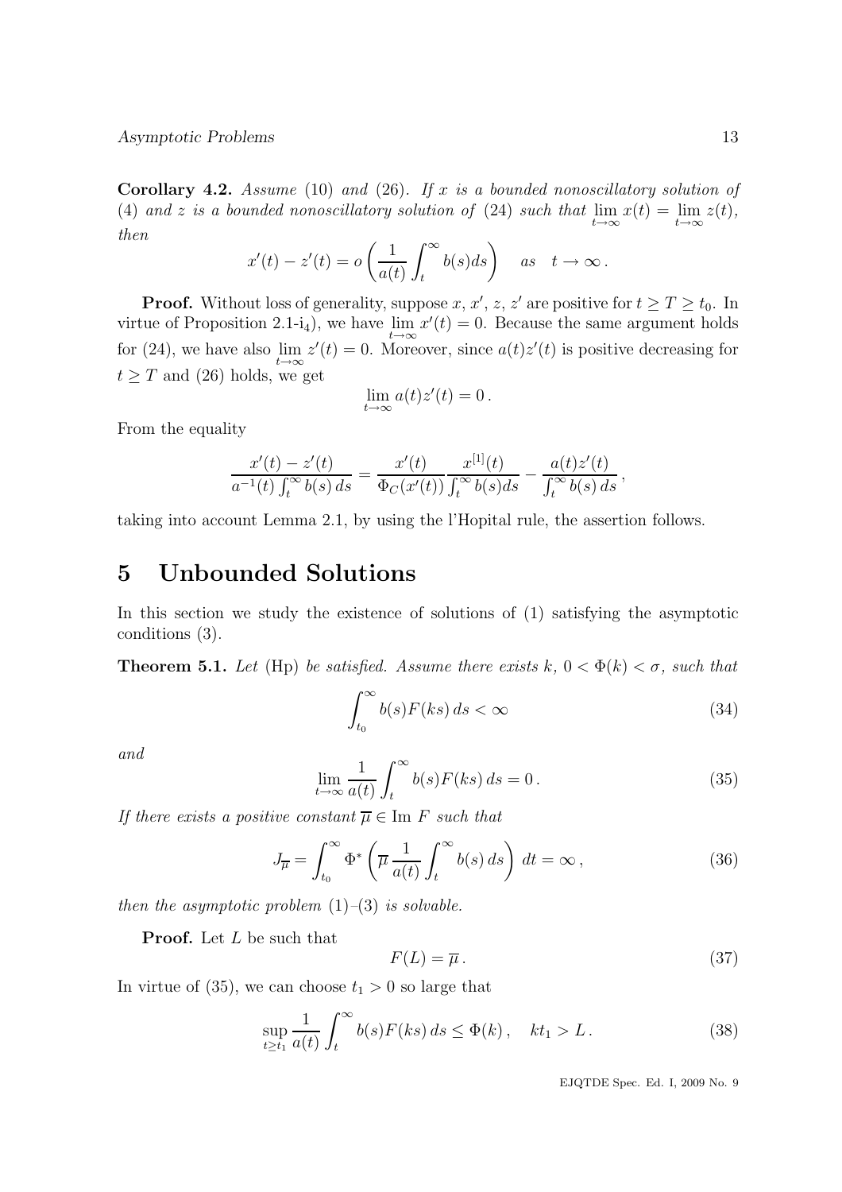**Corollary 4.2.** *Assume* (10) *and* (26)*. If $x$ is a bounded nonoscillatory solution of* (4) *and $z$ is a bounded nonoscillatory solution of* (24) *such that $\lim_{t\to\infty} x(t) = \lim_{t\to\infty} z(t)$, then*

$$x'(t) - z'(t) = o\left(\frac{1}{a(t)}\int_t^\infty b(s)ds\right) \quad as \quad t\to\infty\,.$$

**Proof.** Without loss of generality, suppose $x$, $x'$, $z$, $z'$ are positive for $t \geq T \geq t_0$. In virtue of Proposition 2.1-i$_4$), we have $\lim_{t\to\infty} x'(t) = 0$. Because the same argument holds for (24), we have also $\lim_{t\to\infty} z'(t) = 0$. Moreover, since $a(t)z'(t)$ is positive decreasing for $t \geq T$ and (26) holds, we get

$$\lim_{t\to\infty} a(t)z'(t) = 0\,.$$

From the equality

$$\frac{x'(t) - z'(t)}{a^{-1}(t)\int_t^\infty b(s)\,ds} = \frac{x'(t)}{\Phi_C(x'(t))}\frac{x^{[1]}(t)}{\int_t^\infty b(s)ds} - \frac{a(t)z'(t)}{\int_t^\infty b(s)\,ds}\,,$$

taking into account Lemma 2.1, by using the l'Hopital rule, the assertion follows.

# 5 Unbounded Solutions

In this section we study the existence of solutions of (1) satisfying the asymptotic conditions (3).

**Theorem 5.1.** *Let* (Hp) *be satisfied. Assume there exists $k$, $0 < \Phi(k) < \sigma$, such that*

$$\int_{t_0}^\infty b(s)F(ks)\,ds < \infty \tag{34}$$

*and*

$$\lim_{t\to\infty}\frac{1}{a(t)}\int_t^\infty b(s)F(ks)\,ds = 0\,. \tag{35}$$

*If there exists a positive constant $\overline{\mu} \in \text{Im } F$ such that*

$$J_{\overline{\mu}} = \int_{t_0}^\infty \Phi^*\left(\overline{\mu}\,\frac{1}{a(t)}\int_t^\infty b(s)\,ds\right)\,dt = \infty\,, \tag{36}$$

*then the asymptotic problem* (1)–(3) *is solvable.*

**Proof.** Let $L$ be such that

$$F(L) = \overline{\mu}\,. \tag{37}$$

In virtue of (35), we can choose $t_1 > 0$ so large that

$$\sup_{t\geq t_1}\frac{1}{a(t)}\int_t^\infty b(s)F(ks)\,ds \leq \Phi(k)\,, \quad kt_1 > L\,. \tag{38}$$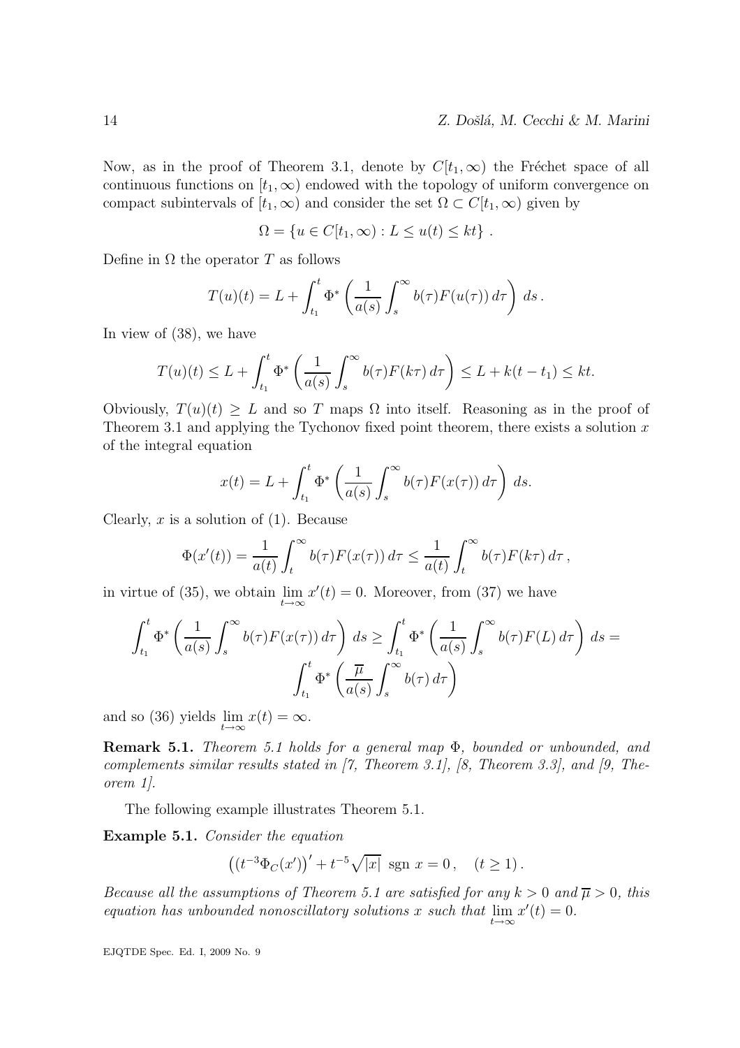Now, as in the proof of Theorem 3.1, denote by $C[t_1, \infty)$ the Fréchet space of all continuous functions on $[t_1, \infty)$ endowed with the topology of uniform convergence on compact subintervals of $[t_1, \infty)$ and consider the set $\Omega \subset C[t_1, \infty)$ given by

$$\Omega = \{u \in C[t_1, \infty) : L \le u(t) \le kt\} .$$

Define in $\Omega$ the operator $T$ as follows

$$T(u)(t) = L + \int_{t_1}^{t} \Phi^* \left( \frac{1}{a(s)} \int_s^\infty b(\tau) F(u(\tau))\, d\tau \right) ds .$$

In view of (38), we have

$$T(u)(t) \le L + \int_{t_1}^{t} \Phi^* \left( \frac{1}{a(s)} \int_s^\infty b(\tau) F(k\tau)\, d\tau \right) \le L + k(t - t_1) \le kt.$$

Obviously, $T(u)(t) \ge L$ and so $T$ maps $\Omega$ into itself. Reasoning as in the proof of Theorem 3.1 and applying the Tychonov fixed point theorem, there exists a solution $x$ of the integral equation

$$x(t) = L + \int_{t_1}^{t} \Phi^* \left( \frac{1}{a(s)} \int_s^\infty b(\tau) F(x(\tau))\, d\tau \right) ds.$$

Clearly, $x$ is a solution of (1). Because

$$\Phi(x'(t)) = \frac{1}{a(t)} \int_t^\infty b(\tau) F(x(\tau))\, d\tau \le \frac{1}{a(t)} \int_t^\infty b(\tau) F(k\tau)\, d\tau ,$$

in virtue of (35), we obtain $\lim_{t\to\infty} x'(t) = 0$. Moreover, from (37) we have

$$\int_{t_1}^{t} \Phi^* \left( \frac{1}{a(s)} \int_s^\infty b(\tau) F(x(\tau))\, d\tau \right) ds \ge \int_{t_1}^{t} \Phi^* \left( \frac{1}{a(s)} \int_s^\infty b(\tau) F(L)\, d\tau \right) ds = \int_{t_1}^{t} \Phi^* \left( \frac{\overline{\mu}}{a(s)} \int_s^\infty b(\tau)\, d\tau \right)$$

and so (36) yields $\lim_{t\to\infty} x(t) = \infty$.

**Remark 5.1.** *Theorem 5.1 holds for a general map $\Phi$, bounded or unbounded, and complements similar results stated in [7, Theorem 3.1], [8, Theorem 3.3], and [9, Theorem 1].*

The following example illustrates Theorem 5.1.

**Example 5.1.** *Consider the equation*

$$\left( (t^{-3} \Phi_C(x') \right)' + t^{-5} \sqrt{|x|}\ \operatorname{sgn} x = 0 , \quad (t \ge 1) .$$

*Because all the assumptions of Theorem 5.1 are satisfied for any $k > 0$ and $\overline{\mu} > 0$, this equation has unbounded nonoscillatory solutions $x$ such that $\lim_{t\to\infty} x'(t) = 0$.*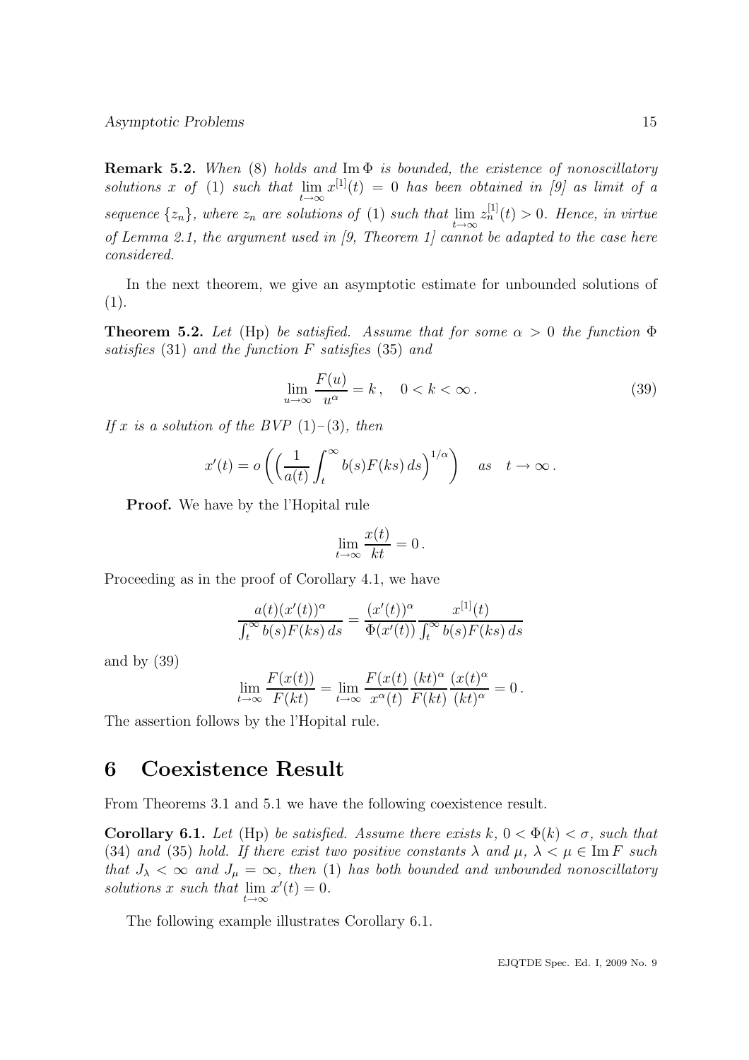**Remark 5.2.** *When* (8) *holds and* $\operatorname{Im}\Phi$ *is bounded, the existence of nonoscillatory solutions* $x$ *of* (1) *such that* $\lim_{t\to\infty} x^{[1]}(t) = 0$ *has been obtained in [9] as limit of a sequence* $\{z_n\}$*, where* $z_n$ *are solutions of* (1) *such that* $\lim_{t\to\infty} z_n^{[1]}(t) > 0$*. Hence, in virtue of Lemma 2.1, the argument used in [9, Theorem 1] cannot be adapted to the case here considered.*

In the next theorem, we give an asymptotic estimate for unbounded solutions of (1).

**Theorem 5.2.** *Let* (Hp) *be satisfied. Assume that for some* $\alpha > 0$ *the function* $\Phi$ *satisfies* (31) *and the function* $F$ *satisfies* (35) *and*

$$\lim_{u\to\infty} \frac{F(u)}{u^\alpha} = k\,, \quad 0 < k < \infty\,. \tag{39}$$

*If* $x$ *is a solution of the BVP* (1)–(3)*, then*

$$x'(t) = o\left(\left(\frac{1}{a(t)}\int_t^\infty b(s)F(ks)\,ds\right)^{1/\alpha}\right) \quad as \quad t\to\infty\,.$$

**Proof.** We have by the l'Hopital rule

$$\lim_{t\to\infty}\frac{x(t)}{kt} = 0\,.$$

Proceeding as in the proof of Corollary 4.1, we have

$$\frac{a(t)(x'(t))^\alpha}{\int_t^\infty b(s)F(ks)\,ds} = \frac{(x'(t))^\alpha}{\Phi(x'(t))}\frac{x^{[1]}(t)}{\int_t^\infty b(s)F(ks)\,ds}$$

and by (39)

$$\lim_{t\to\infty}\frac{F(x(t))}{F(kt)} = \lim_{t\to\infty}\frac{F(x(t)}{x^\alpha(t)}\frac{(kt)^\alpha}{F(kt)}\frac{(x(t)^\alpha}{(kt)^\alpha} = 0\,.$$

The assertion follows by the l'Hopital rule.

# 6 Coexistence Result

From Theorems 3.1 and 5.1 we have the following coexistence result.

**Corollary 6.1.** *Let* (Hp) *be satisfied. Assume there exists* $k$*,* $0 < \Phi(k) < \sigma$*, such that* (34) *and* (35) *hold. If there exist two positive constants* $\lambda$ *and* $\mu$*,* $\lambda < \mu \in \operatorname{Im} F$ *such that* $J_\lambda < \infty$ *and* $J_\mu = \infty$*, then* (1) *has both bounded and unbounded nonoscillatory solutions* $x$ *such that* $\lim_{t\to\infty} x'(t) = 0$*.*

The following example illustrates Corollary 6.1.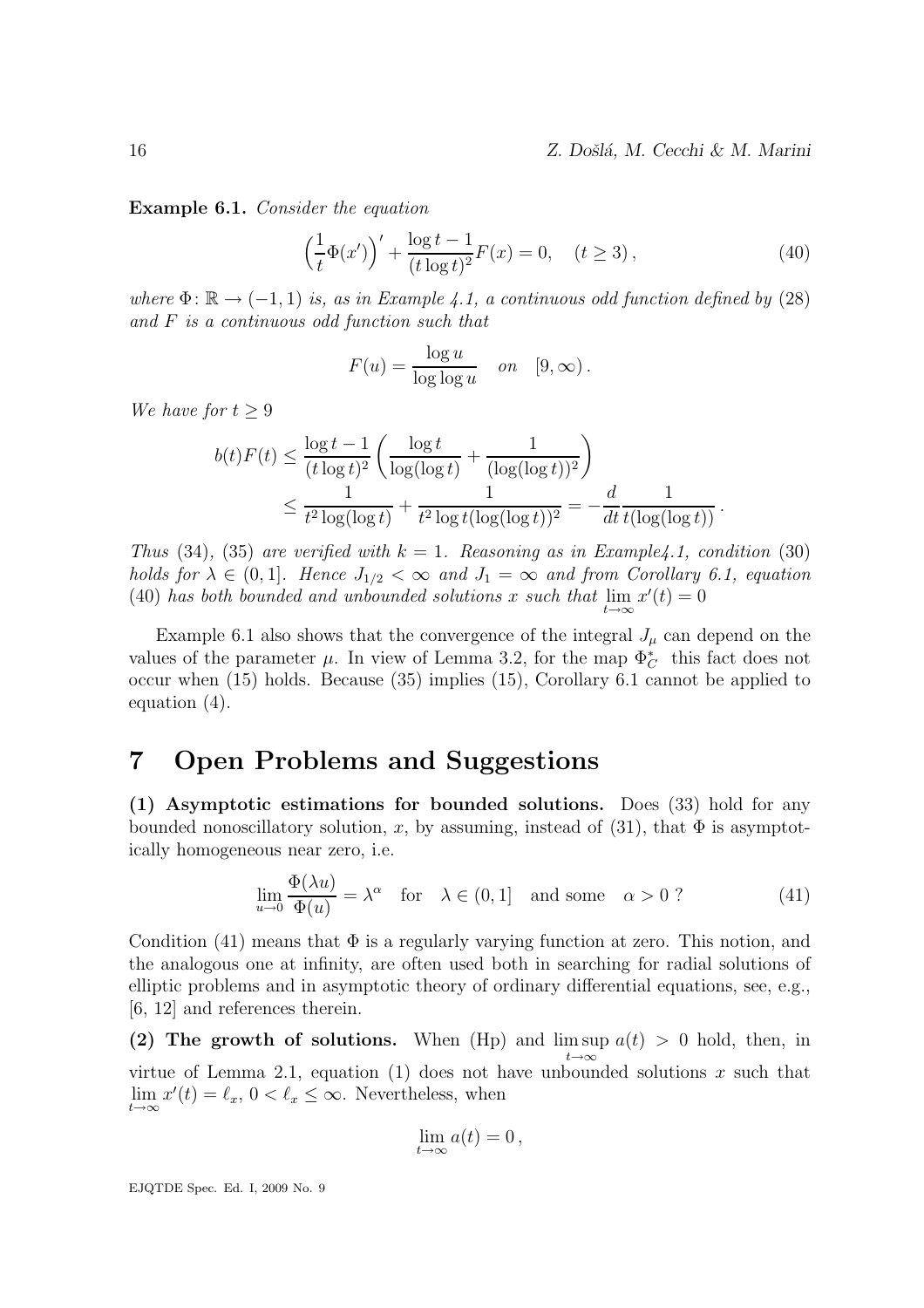**Example 6.1.** *Consider the equation*

$$\Big(\frac{1}{t}\Phi(x')\Big)' + \frac{\log t - 1}{(t\log t)^2}F(x) = 0, \quad (t \geq 3)\,, \tag{40}$$

*where* $\Phi\colon \mathbb{R} \to (-1,1)$ *is, as in Example 4.1, a continuous odd function defined by* (28) *and* $F$ *is a continuous odd function such that*

$$F(u) = \frac{\log u}{\log\log u} \quad on \quad [9,\infty)\,.$$

*We have for* $t \geq 9$

$$\begin{aligned} b(t)F(t) &\leq \frac{\log t - 1}{(t\log t)^2}\left(\frac{\log t}{\log(\log t)} + \frac{1}{(\log(\log t))^2}\right) \\ &\leq \frac{1}{t^2\log(\log t)} + \frac{1}{t^2\log t(\log(\log t))^2} = -\frac{d}{dt}\frac{1}{t(\log(\log t))}\,. \end{aligned}$$

*Thus* (34), (35) *are verified with* $k = 1$. *Reasoning as in Example4.1, condition* (30) *holds for* $\lambda \in (0,1]$. *Hence* $J_{1/2} < \infty$ *and* $J_1 = \infty$ *and from Corollary 6.1, equation* (40) *has both bounded and unbounded solutions* $x$ *such that* $\lim\limits_{t\to\infty} x'(t) = 0$

Example 6.1 also shows that the convergence of the integral $J_\mu$ can depend on the values of the parameter $\mu$. In view of Lemma 3.2, for the map $\Phi_C^*$ this fact does not occur when (15) holds. Because (35) implies (15), Corollary 6.1 cannot be applied to equation (4).

# 7 Open Problems and Suggestions

**(1) Asymptotic estimations for bounded solutions.** Does (33) hold for any bounded nonoscillatory solution, $x$, by assuming, instead of (31), that $\Phi$ is asymptotically homogeneous near zero, i.e.

$$\lim_{u\to 0}\frac{\Phi(\lambda u)}{\Phi(u)} = \lambda^\alpha \quad \text{for} \quad \lambda \in (0,1] \quad \text{and some} \quad \alpha > 0\ ? \tag{41}$$

Condition (41) means that $\Phi$ is a regularly varying function at zero. This notion, and the analogous one at infinity, are often used both in searching for radial solutions of elliptic problems and in asymptotic theory of ordinary differential equations, see, e.g., [6, 12] and references therein.

**(2) The growth of solutions.** When (Hp) and $\limsup\limits_{t\to\infty} a(t) > 0$ hold, then, in virtue of Lemma 2.1, equation (1) does not have unbounded solutions $x$ such that $\lim\limits_{t\to\infty} x'(t) = \ell_x$, $0 < \ell_x \leq \infty$. Nevertheless, when

$$\lim_{t\to\infty} a(t) = 0\,,$$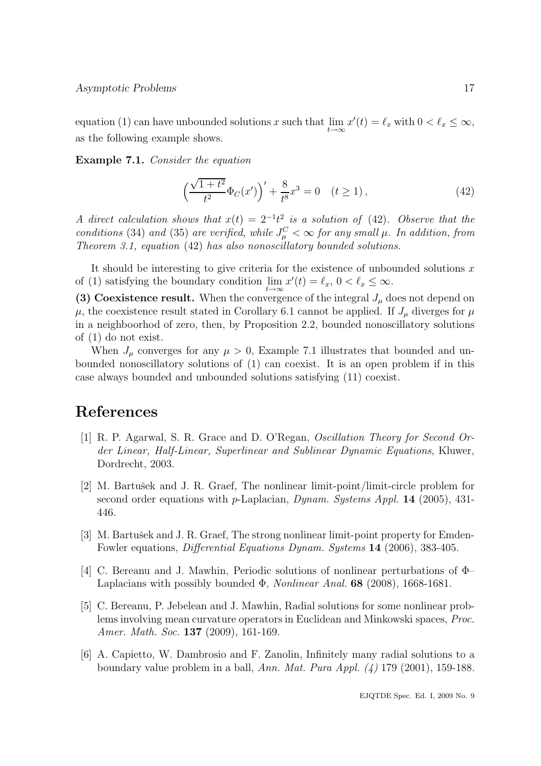equation (1) can have unbounded solutions $x$ such that $\lim_{t\to\infty} x'(t) = \ell_x$ with $0 < \ell_x \leq \infty$, as the following example shows.

**Example 7.1.** *Consider the equation*

$$\left(\frac{\sqrt{1+t^2}}{t^2}\Phi_C(x')\right)' + \frac{8}{t^8}x^3 = 0 \quad (t \geq 1)\,, \tag{42}$$

*A direct calculation shows that $x(t) = 2^{-1}t^2$ is a solution of* (42)*. Observe that the conditions* (34) *and* (35) *are verified, while $J^C_\mu < \infty$ for any small $\mu$. In addition, from Theorem 3.1, equation* (42) *has also nonoscillatory bounded solutions.*

It should be interesting to give criteria for the existence of unbounded solutions $x$ of (1) satisfying the boundary condition $\lim_{t\to\infty} x'(t) = \ell_x$, $0 < \ell_x \leq \infty$.

**(3) Coexistence result.** When the convergence of the integral $J_\mu$ does not depend on $\mu$, the coexistence result stated in Corollary 6.1 cannot be applied. If $J_\mu$ diverges for $\mu$ in a neighboorhod of zero, then, by Proposition 2.2, bounded nonoscillatory solutions of (1) do not exist.

When $J_\mu$ converges for any $\mu > 0$, Example 7.1 illustrates that bounded and unbounded nonoscillatory solutions of (1) can coexist. It is an open problem if in this case always bounded and unbounded solutions satisfying (11) coexist.

# References

[1] R. P. Agarwal, S. R. Grace and D. O'Regan, *Oscillation Theory for Second Order Linear, Half-Linear, Superlinear and Sublinear Dynamic Equations*, Kluwer, Dordrecht, 2003.

[2] M. Bartušek and J. R. Graef, The nonlinear limit-point/limit-circle problem for second order equations with $p$-Laplacian, *Dynam. Systems Appl.* **14** (2005), 431-446.

[3] M. Bartušek and J. R. Graef, The strong nonlinear limit-point property for Emden-Fowler equations, *Differential Equations Dynam. Systems* **14** (2006), 383-405.

[4] C. Bereanu and J. Mawhin, Periodic solutions of nonlinear perturbations of $\Phi$–Laplacians with possibly bounded $\Phi$, *Nonlinear Anal.* **68** (2008), 1668-1681.

[5] C. Bereanu, P. Jebelean and J. Mawhin, Radial solutions for some nonlinear problems involving mean curvature operators in Euclidean and Minkowski spaces, *Proc. Amer. Math. Soc.* **137** (2009), 161-169.

[6] A. Capietto, W. Dambrosio and F. Zanolin, Infinitely many radial solutions to a boundary value problem in a ball, *Ann. Mat. Pura Appl. (4)* 179 (2001), 159-188.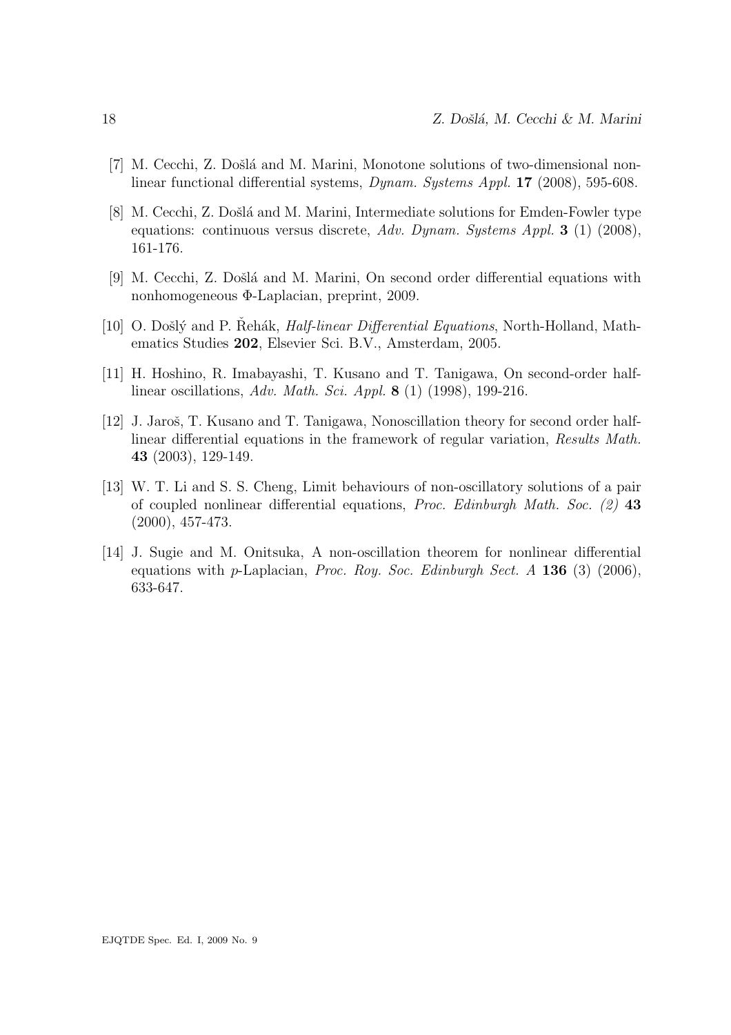[7] M. Cecchi, Z. Došlá and M. Marini, Monotone solutions of two-dimensional nonlinear functional differential systems, *Dynam. Systems Appl.* **17** (2008), 595-608.

[8] M. Cecchi, Z. Došlá and M. Marini, Intermediate solutions for Emden-Fowler type equations: continuous versus discrete, *Adv. Dynam. Systems Appl.* **3** (1) (2008), 161-176.

[9] M. Cecchi, Z. Došlá and M. Marini, On second order differential equations with nonhomogeneous Φ-Laplacian, preprint, 2009.

[10] O. Došlý and P. Řehák, *Half-linear Differential Equations*, North-Holland, Mathematics Studies **202**, Elsevier Sci. B.V., Amsterdam, 2005.

[11] H. Hoshino, R. Imabayashi, T. Kusano and T. Tanigawa, On second-order half-linear oscillations, *Adv. Math. Sci. Appl.* **8** (1) (1998), 199-216.

[12] J. Jaroš, T. Kusano and T. Tanigawa, Nonoscillation theory for second order half-linear differential equations in the framework of regular variation, *Results Math.* **43** (2003), 129-149.

[13] W. T. Li and S. S. Cheng, Limit behaviours of non-oscillatory solutions of a pair of coupled nonlinear differential equations, *Proc. Edinburgh Math. Soc. (2)* **43** (2000), 457-473.

[14] J. Sugie and M. Onitsuka, A non-oscillation theorem for nonlinear differential equations with $p$-Laplacian, *Proc. Roy. Soc. Edinburgh Sect. A* **136** (3) (2006), 633-647.